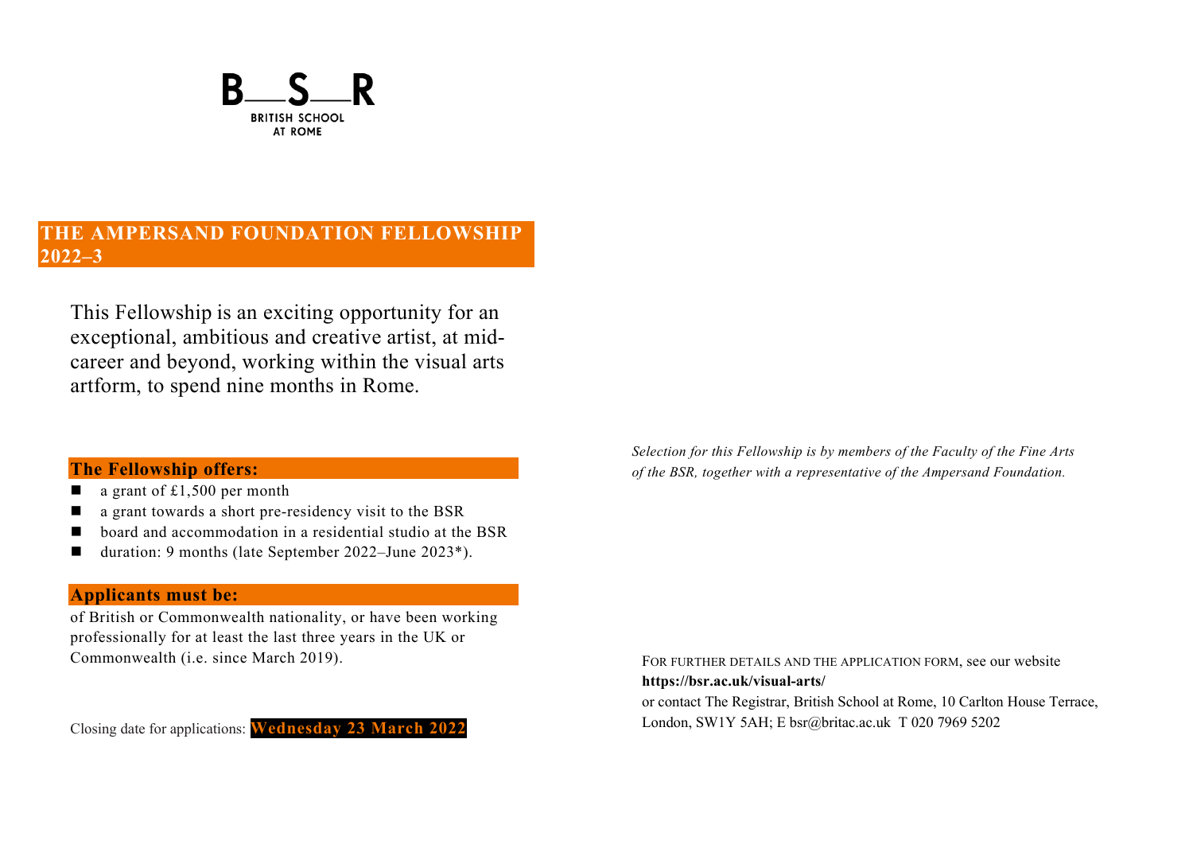**B—S—R**
**BRITISH SCHOOL AT ROME**

# THE AMPERSAND FOUNDATION FELLOWSHIP 2022–3

This Fellowship is an exciting opportunity for an exceptional, ambitious and creative artist, at mid-career and beyond, working within the visual arts artform, to spend nine months in Rome.

## The Fellowship offers:

- a grant of £1,500 per month
- a grant towards a short pre-residency visit to the BSR
- board and accommodation in a residential studio at the BSR
- duration: 9 months (late September 2022–June 2023*).

## Applicants must be:

of British or Commonwealth nationality, or have been working professionally for at least the last three years in the UK or Commonwealth (i.e. since March 2019).

Closing date for applications: **Wednesday 23 March 2022**

*Selection for this Fellowship is by members of the Faculty of the Fine Arts of the BSR, together with a representative of the Ampersand Foundation.*

FOR FURTHER DETAILS AND THE APPLICATION FORM, see our website
**https://bsr.ac.uk/visual-arts/**
or contact The Registrar, British School at Rome, 10 Carlton House Terrace, London, SW1Y 5AH; E bsr@britac.ac.uk T 020 7969 5202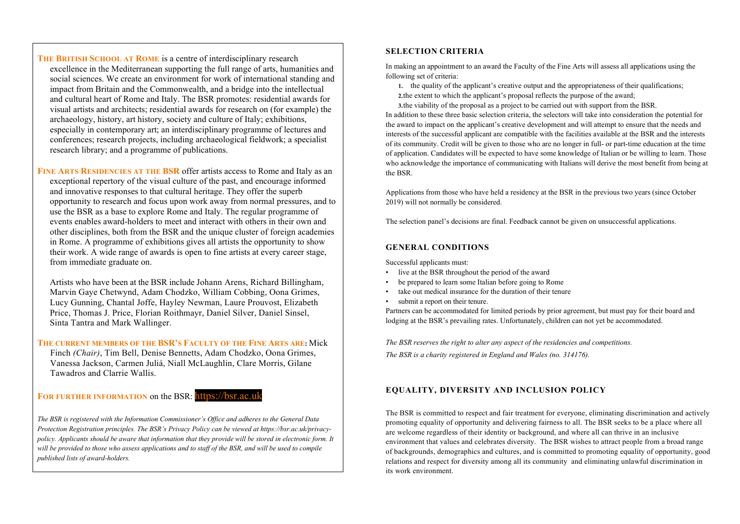**THE BRITISH SCHOOL AT ROME** is a centre of interdisciplinary research excellence in the Mediterranean supporting the full range of arts, humanities and social sciences. We create an environment for work of international standing and impact from Britain and the Commonwealth, and a bridge into the intellectual and cultural heart of Rome and Italy. The BSR promotes: residential awards for visual artists and architects; residential awards for research on (for example) the archaeology, history, art history, society and culture of Italy; exhibitions, especially in contemporary art; an interdisciplinary programme of lectures and conferences; research projects, including archaeological fieldwork; a specialist research library; and a programme of publications.

**FINE ARTS RESIDENCIES AT THE BSR** offer artists access to Rome and Italy as an exceptional repertory of the visual culture of the past, and encourage informed and innovative responses to that cultural heritage. They offer the superb opportunity to research and focus upon work away from normal pressures, and to use the BSR as a base to explore Rome and Italy. The regular programme of events enables award-holders to meet and interact with others in their own and other disciplines, both from the BSR and the unique cluster of foreign academies in Rome. A programme of exhibitions gives all artists the opportunity to show their work. A wide range of awards is open to fine artists at every career stage, from immediate graduate on.

Artists who have been at the BSR include Johann Arens, Richard Billingham, Marvin Gaye Chetwynd, Adam Chodzko, William Cobbing, Oona Grimes, Lucy Gunning, Chantal Joffe, Hayley Newman, Laure Prouvost, Elizabeth Price, Thomas J. Price, Florian Roithmayr, Daniel Silver, Daniel Sinsel, Sinta Tantra and Mark Wallinger.

**THE CURRENT MEMBERS OF THE BSR'S FACULTY OF THE FINE ARTS ARE:** Mick Finch *(Chair)*, Tim Bell, Denise Bennetts, Adam Chodzko, Oona Grimes, Vanessa Jackson, Carmen Juliá, Niall McLaughlin, Clare Morris, Gilane Tawadros and Clarrie Wallis.

**FOR FURTHER INFORMATION** on the BSR: https://bsr.ac.uk

*The BSR is registered with the Information Commissioner's Office and adheres to the General Data Protection Registration principles. The BSR's Privacy Policy can be viewed at https://bsr.ac.uk/privacy-policy. Applicants should be aware that information that they provide will be stored in electronic form. It will be provided to those who assess applications and to staff of the BSR, and will be used to compile published lists of award-holders.*

## SELECTION CRITERIA

In making an appointment to an award the Faculty of the Fine Arts will assess all applications using the following set of criteria:

1. the quality of the applicant's creative output and the appropriateness of their qualifications;
2. the extent to which the applicant's proposal reflects the purpose of the award;
3. the viability of the proposal as a project to be carried out with support from the BSR.

In addition to these three basic selection criteria, the selectors will take into consideration the potential for the award to impact on the applicant's creative development and will attempt to ensure that the needs and interests of the successful applicant are compatible with the facilities available at the BSR and the interests of its community. Credit will be given to those who are no longer in full- or part-time education at the time of application. Candidates will be expected to have some knowledge of Italian or be willing to learn. Those who acknowledge the importance of communicating with Italians will derive the most benefit from being at the BSR.

Applications from those who have held a residency at the BSR in the previous two years (since October 2019) will not normally be considered.

The selection panel's decisions are final. Feedback cannot be given on unsuccessful applications.

## GENERAL CONDITIONS

Successful applicants must:

- live at the BSR throughout the period of the award
- be prepared to learn some Italian before going to Rome
- take out medical insurance for the duration of their tenure
- submit a report on their tenure.

Partners can be accommodated for limited periods by prior agreement, but must pay for their board and lodging at the BSR's prevailing rates. Unfortunately, children can not yet be accommodated.

*The BSR reserves the right to alter any aspect of the residencies and competitions.*

*The BSR is a charity registered in England and Wales (no. 314176).*

## EQUALITY, DIVERSITY AND INCLUSION POLICY

The BSR is committed to respect and fair treatment for everyone, eliminating discrimination and actively promoting equality of opportunity and delivering fairness to all. The BSR seeks to be a place where all are welcome regardless of their identity or background, and where all can thrive in an inclusive environment that values and celebrates diversity. The BSR wishes to attract people from a broad range of backgrounds, demographics and cultures, and is committed to promoting equality of opportunity, good relations and respect for diversity among all its community and eliminating unlawful discrimination in its work environment.